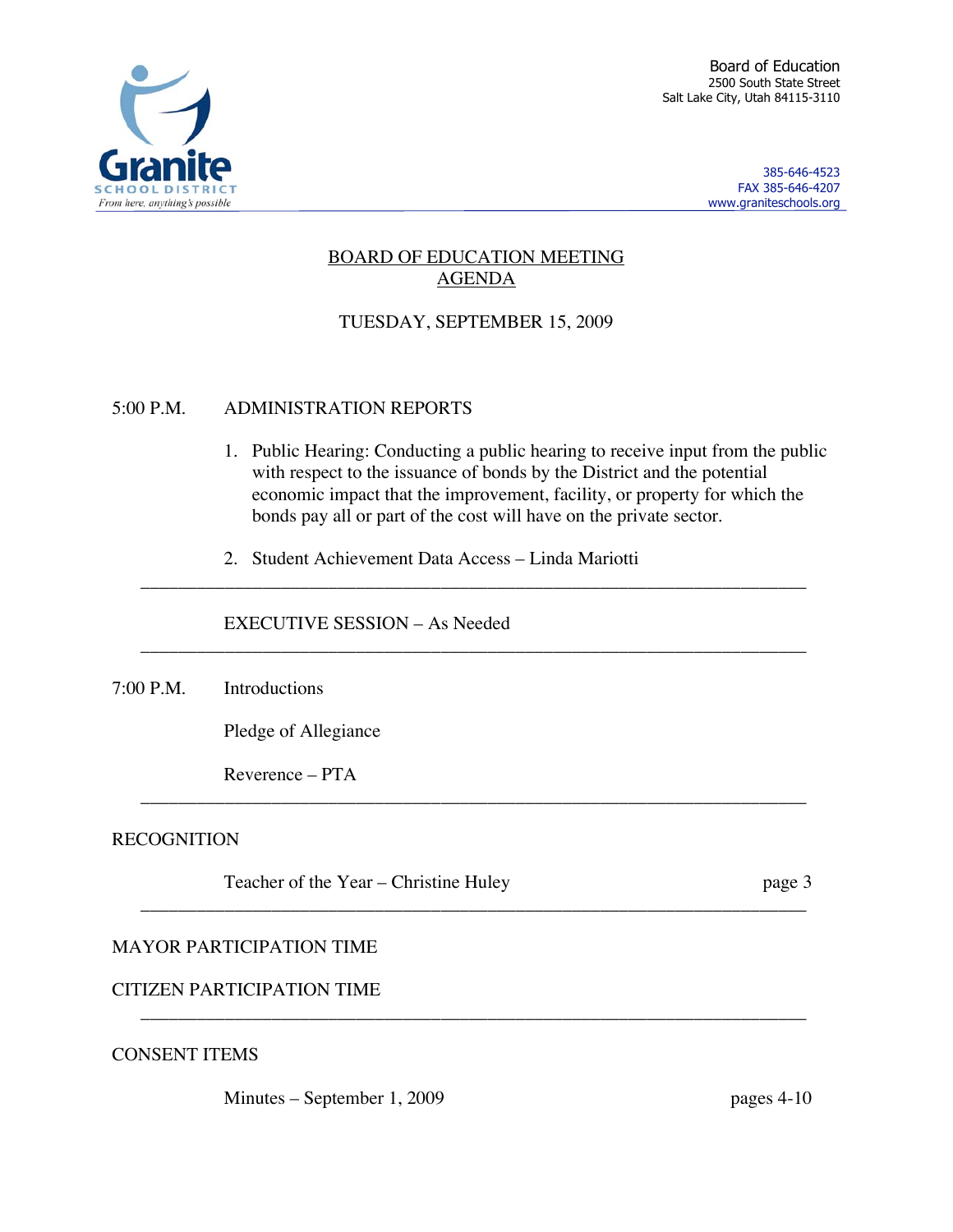Granite School District
*From here, anything's possible*

Board of Education
2500 South State Street
Salt Lake City, Utah 84115-3110

385-646-4523
FAX 385-646-4207
www.graniteschools.org

# BOARD OF EDUCATION MEETING AGENDA

TUESDAY, SEPTEMBER 15, 2009

5:00 P.M. ADMINISTRATION REPORTS

1. Public Hearing: Conducting a public hearing to receive input from the public with respect to the issuance of bonds by the District and the potential economic impact that the improvement, facility, or property for which the bonds pay all or part of the cost will have on the private sector.

2. Student Achievement Data Access – Linda Mariotti

---

EXECUTIVE SESSION – As Needed

---

7:00 P.M. Introductions

Pledge of Allegiance

Reverence – PTA

---

RECOGNITION

Teacher of the Year – Christine Huley page 3

---

MAYOR PARTICIPATION TIME

CITIZEN PARTICIPATION TIME

---

CONSENT ITEMS

Minutes – September 1, 2009 pages 4-10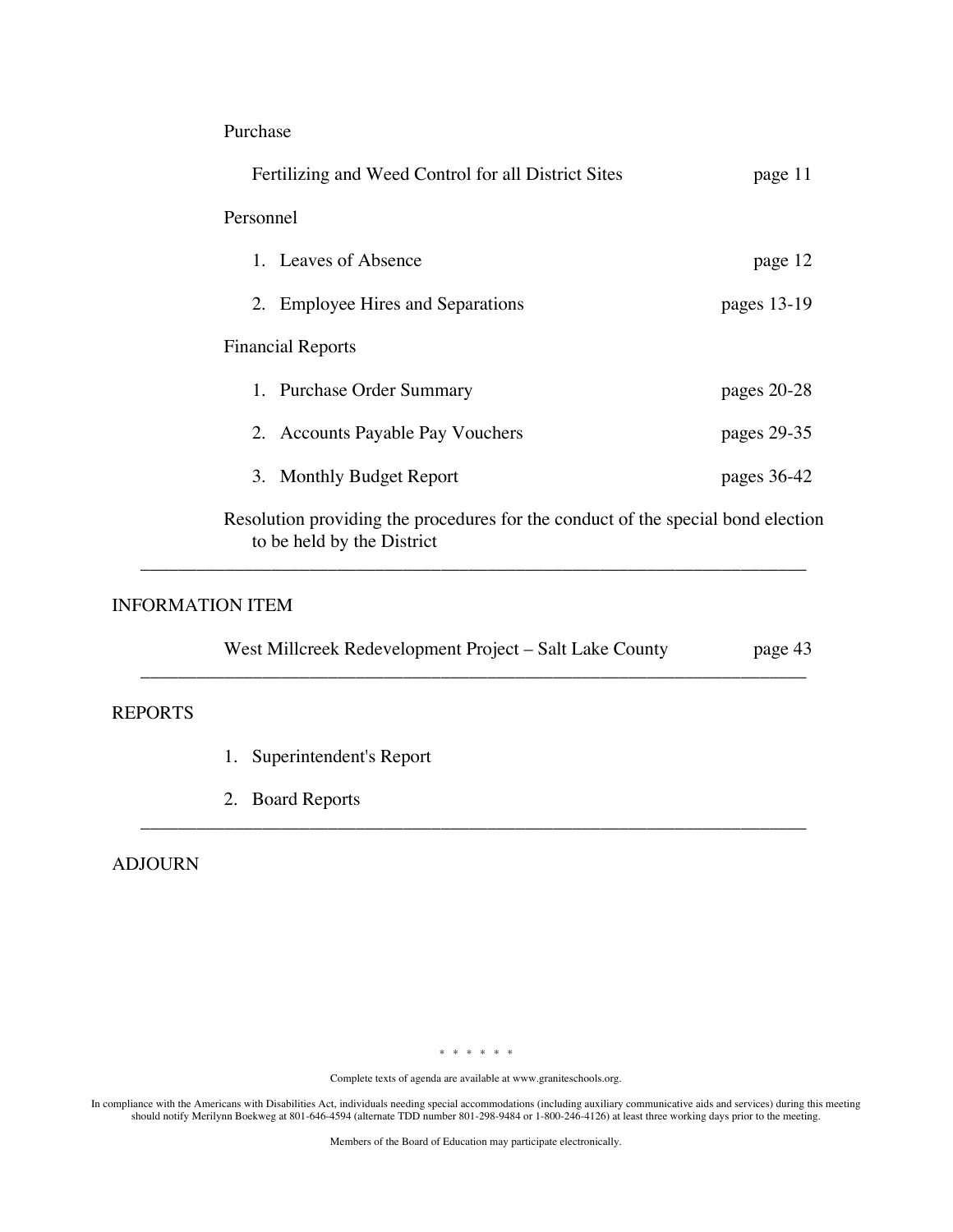Purchase

Fertilizing and Weed Control for all District Sites page 11

Personnel

1. Leaves of Absence page 12
2. Employee Hires and Separations pages 13-19

Financial Reports

1. Purchase Order Summary pages 20-28
2. Accounts Payable Pay Vouchers pages 29-35
3. Monthly Budget Report pages 36-42

Resolution providing the procedures for the conduct of the special bond election to be held by the District

---

## INFORMATION ITEM

West Millcreek Redevelopment Project – Salt Lake County page 43

---

## REPORTS

1. Superintendent's Report
2. Board Reports

---

## ADJOURN

\* \* \* \* \* \*

Complete texts of agenda are available at www.graniteschools.org.

In compliance with the Americans with Disabilities Act, individuals needing special accommodations (including auxiliary communicative aids and services) during this meeting should notify Merilynn Boekweg at 801-646-4594 (alternate TDD number 801-298-9484 or 1-800-246-4126) at least three working days prior to the meeting.

Members of the Board of Education may participate electronically.